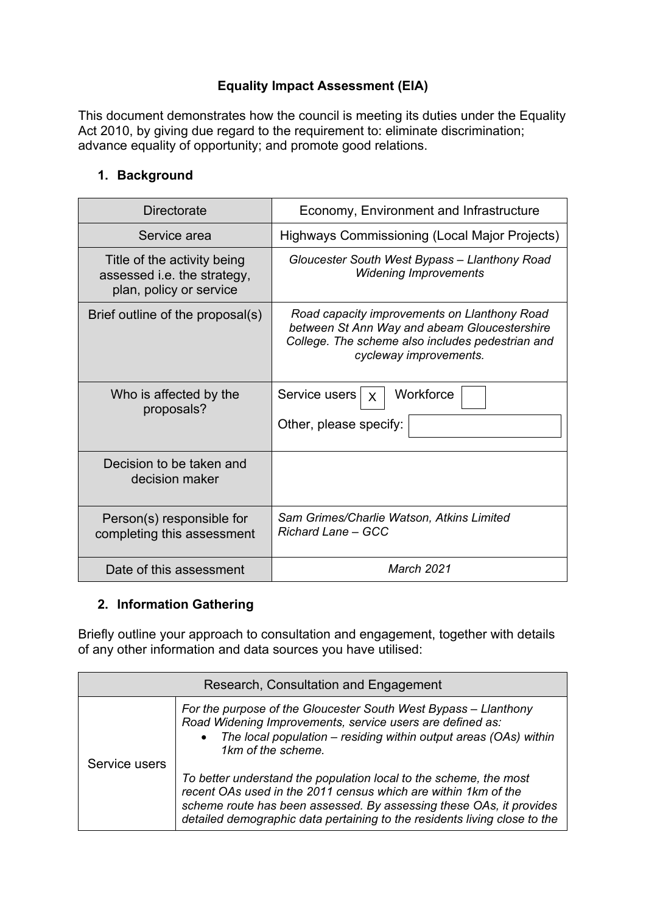## Equality Impact Assessment (EIA)

This document demonstrates how the council is meeting its duties under the Equality Act 2010, by giving due regard to the requirement to: eliminate discrimination; advance equality of opportunity; and promote good relations.

### 1. Background

| | |
|---|---|
| Directorate | Economy, Environment and Infrastructure |
| Service area | Highways Commissioning (Local Major Projects) |
| Title of the activity being assessed i.e. the strategy, plan, policy or service | *Gloucester South West Bypass – Llanthony Road Widening Improvements* |
| Brief outline of the proposal(s) | *Road capacity improvements on Llanthony Road between St Ann Way and abeam Gloucestershire College. The scheme also includes pedestrian and cycleway improvements.* |
| Who is affected by the proposals? | Service users [X] Workforce [ ] Other, please specify: |
| Decision to be taken and decision maker | |
| Person(s) responsible for completing this assessment | *Sam Grimes/Charlie Watson, Atkins Limited* *Richard Lane – GCC* |
| Date of this assessment | *March 2021* |

### 2. Information Gathering

Briefly outline your approach to consultation and engagement, together with details of any other information and data sources you have utilised:

| Research, Consultation and Engagement | |
|---|---|
| Service users | *For the purpose of the Gloucester South West Bypass – Llanthony Road Widening Improvements, service users are defined as:* <br> • *The local population – residing within output areas (OAs) within 1km of the scheme.* <br><br> *To better understand the population local to the scheme, the most recent OAs used in the 2011 census which are within 1km of the scheme route has been assessed. By assessing these OAs, it provides detailed demographic data pertaining to the residents living close to the* |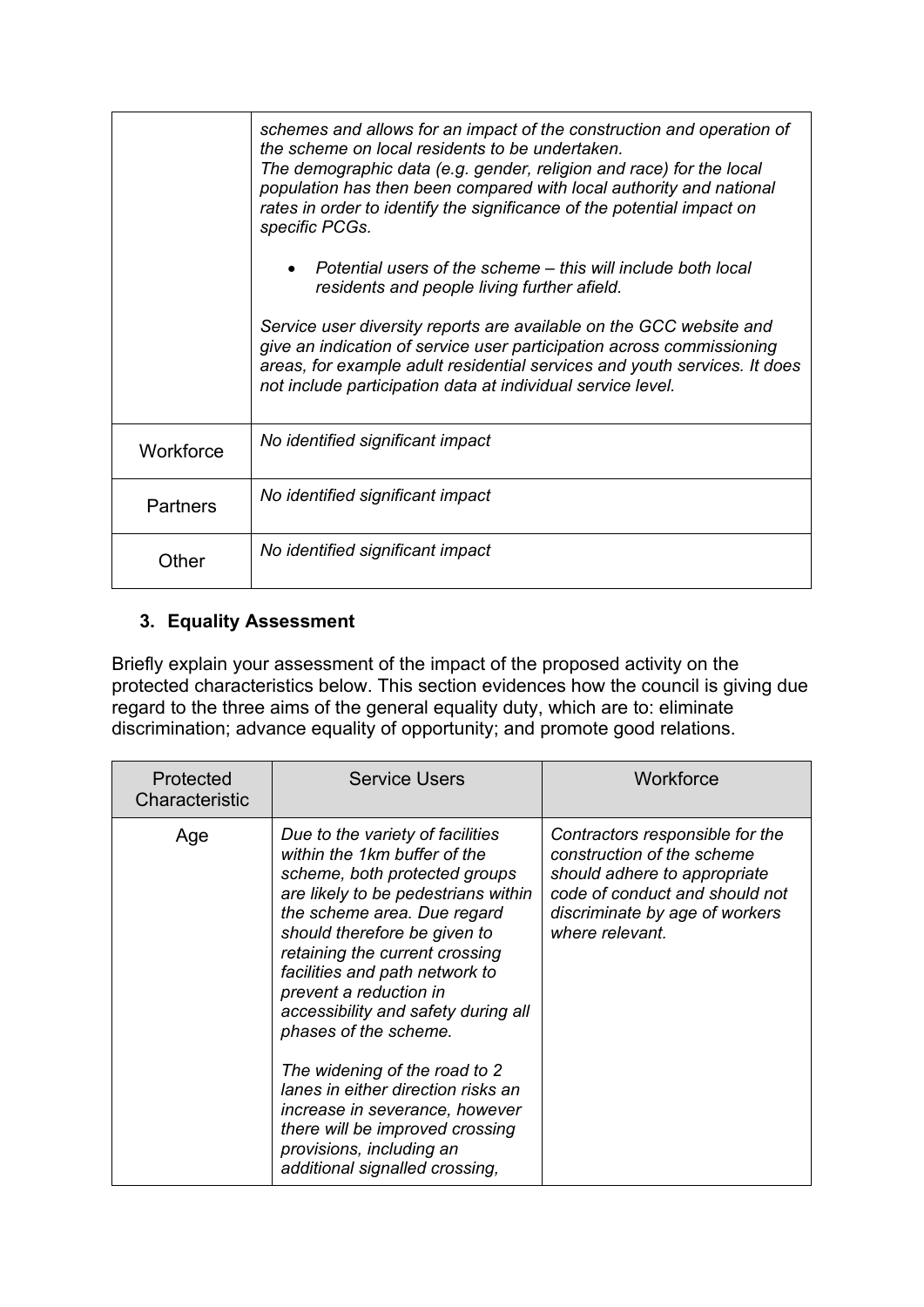| | |
|---|---|
| | *schemes and allows for an impact of the construction and operation of the scheme on local residents to be undertaken.*<br>*The demographic data (e.g. gender, religion and race) for the local population has then been compared with local authority and national rates in order to identify the significance of the potential impact on specific PCGs.*<br><br>• *Potential users of the scheme – this will include both local residents and people living further afield.*<br><br>*Service user diversity reports are available on the GCC website and give an indication of service user participation across commissioning areas, for example adult residential services and youth services. It does not include participation data at individual service level.* |
| Workforce | *No identified significant impact* |
| Partners | *No identified significant impact* |
| Other | *No identified significant impact* |

## 3. Equality Assessment

Briefly explain your assessment of the impact of the proposed activity on the protected characteristics below. This section evidences how the council is giving due regard to the three aims of the general equality duty, which are to: eliminate discrimination; advance equality of opportunity; and promote good relations.

| Protected Characteristic | Service Users | Workforce |
|---|---|---|
| Age | *Due to the variety of facilities within the 1km buffer of the scheme, both protected groups are likely to be pedestrians within the scheme area. Due regard should therefore be given to retaining the current crossing facilities and path network to prevent a reduction in accessibility and safety during all phases of the scheme.*<br><br>*The widening of the road to 2 lanes in either direction risks an increase in severance, however there will be improved crossing provisions, including an additional signalled crossing,* | *Contractors responsible for the construction of the scheme should adhere to appropriate code of conduct and should not discriminate by age of workers where relevant.* |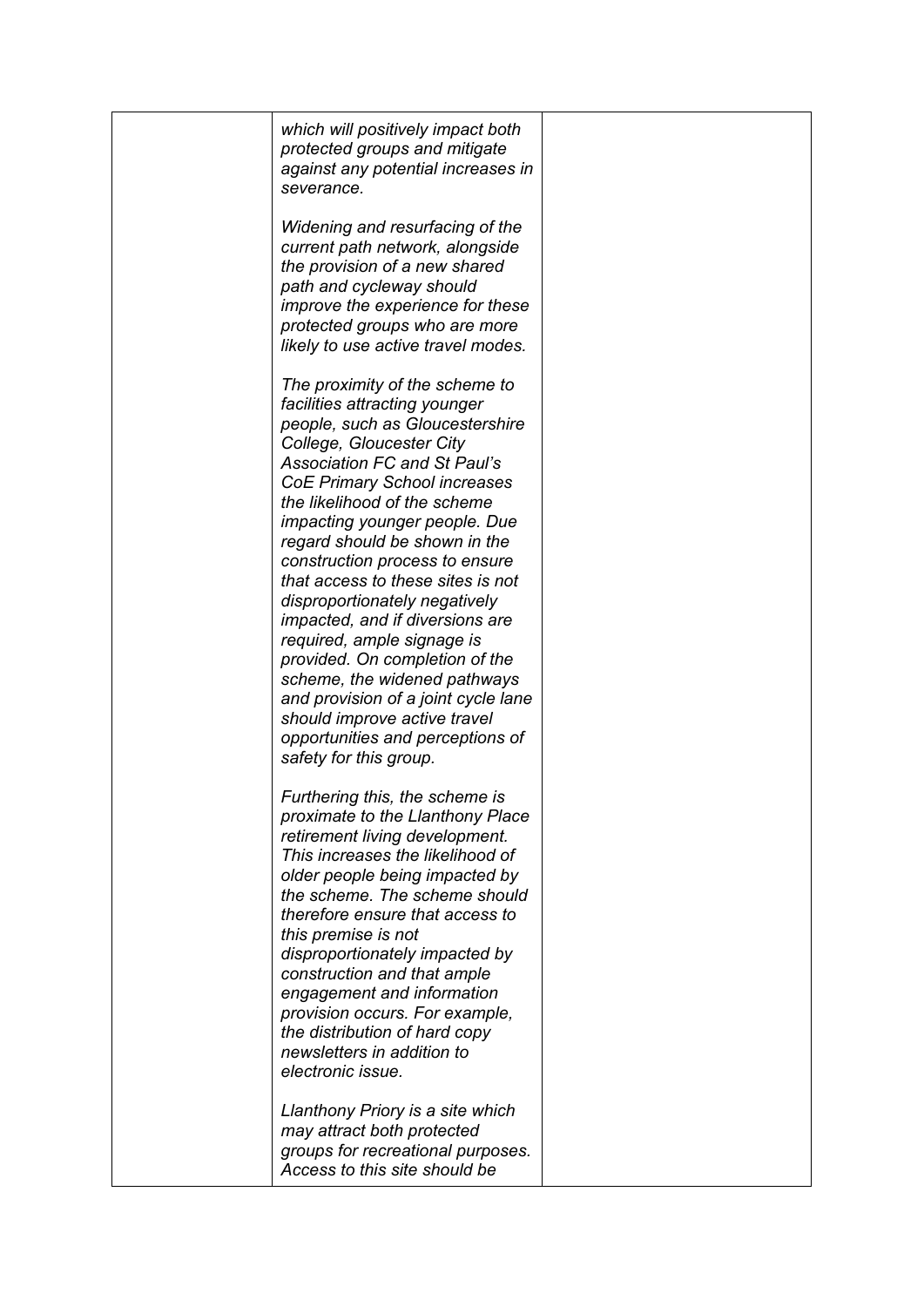| | | |
|---|---|---|
| | *which will positively impact both protected groups and mitigate against any potential increases in severance.*<br><br>*Widening and resurfacing of the current path network, alongside the provision of a new shared path and cycleway should improve the experience for these protected groups who are more likely to use active travel modes.*<br><br>*The proximity of the scheme to facilities attracting younger people, such as Gloucestershire College, Gloucester City Association FC and St Paul's CoE Primary School increases the likelihood of the scheme impacting younger people. Due regard should be shown in the construction process to ensure that access to these sites is not disproportionately negatively impacted, and if diversions are required, ample signage is provided. On completion of the scheme, the widened pathways and provision of a joint cycle lane should improve active travel opportunities and perceptions of safety for this group.*<br><br>*Furthering this, the scheme is proximate to the Llanthony Place retirement living development. This increases the likelihood of older people being impacted by the scheme. The scheme should therefore ensure that access to this premise is not disproportionately impacted by construction and that ample engagement and information provision occurs. For example, the distribution of hard copy newsletters in addition to electronic issue.*<br><br>*Llanthony Priory is a site which may attract both protected groups for recreational purposes. Access to this site should be* | |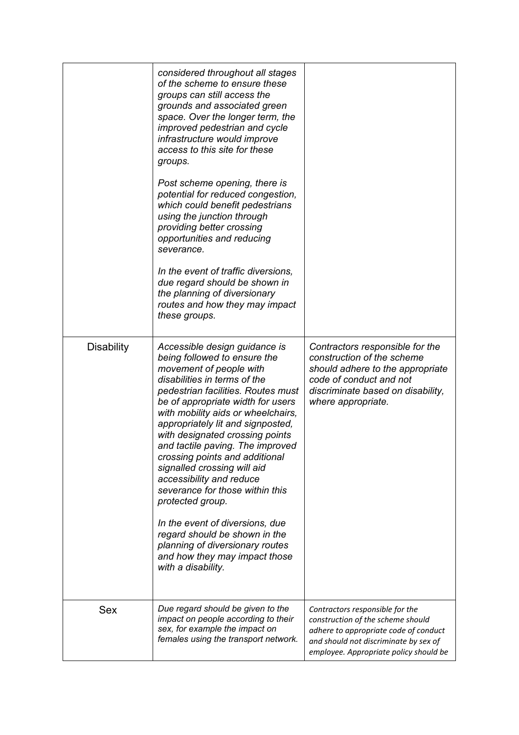| | | |
|---|---|---|
| | *considered throughout all stages of the scheme to ensure these groups can still access the grounds and associated green space. Over the longer term, the improved pedestrian and cycle infrastructure would improve access to this site for these groups.*<br><br>*Post scheme opening, there is potential for reduced congestion, which could benefit pedestrians using the junction through providing better crossing opportunities and reducing severance.*<br><br>*In the event of traffic diversions, due regard should be shown in the planning of diversionary routes and how they may impact these groups.* | |
| Disability | *Accessible design guidance is being followed to ensure the movement of people with disabilities in terms of the pedestrian facilities. Routes must be of appropriate width for users with mobility aids or wheelchairs, appropriately lit and signposted, with designated crossing points and tactile paving. The improved crossing points and additional signalled crossing will aid accessibility and reduce severance for those within this protected group.*<br><br>*In the event of diversions, due regard should be shown in the planning of diversionary routes and how they may impact those with a disability.* | *Contractors responsible for the construction of the scheme should adhere to the appropriate code of conduct and not discriminate based on disability, where appropriate.* |
| Sex | *Due regard should be given to the impact on people according to their sex, for example the impact on females using the transport network.* | *Contractors responsible for the construction of the scheme should adhere to appropriate code of conduct and should not discriminate by sex of employee. Appropriate policy should be* |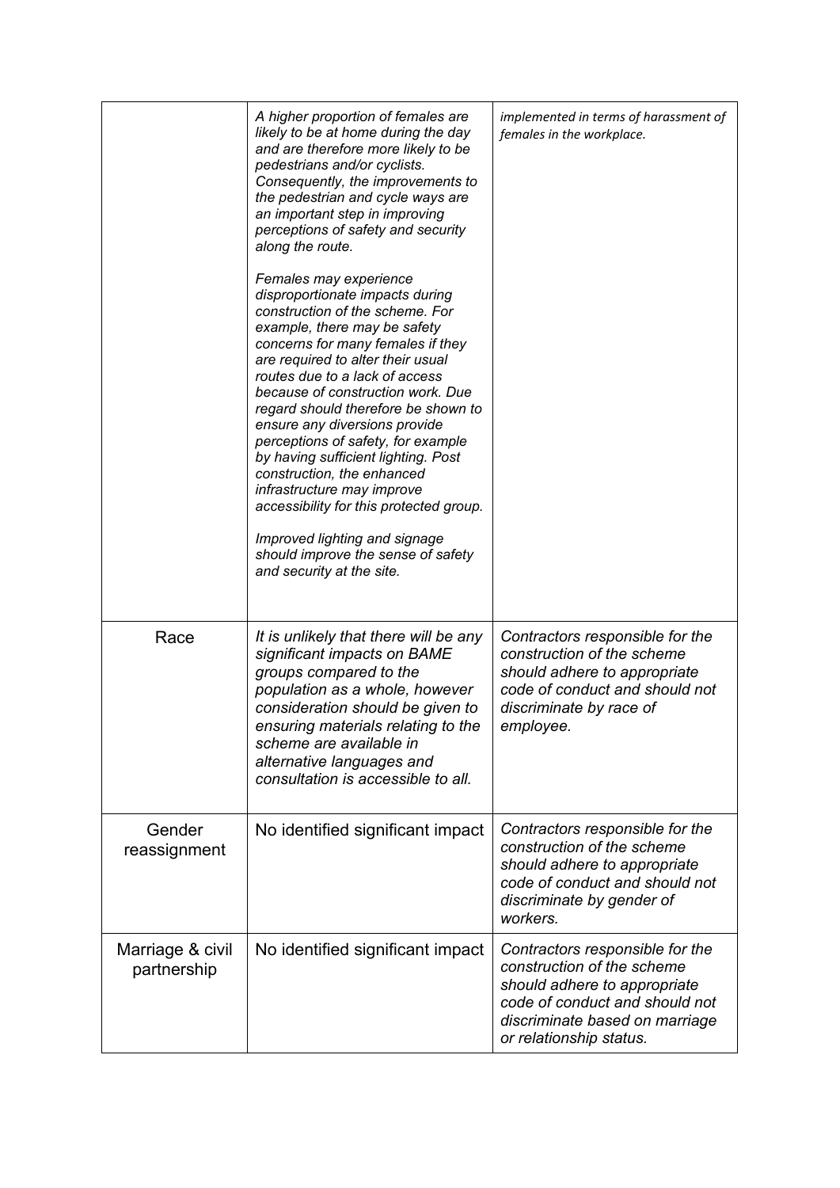| | | |
|---|---|---|
| | *A higher proportion of females are likely to be at home during the day and are therefore more likely to be pedestrians and/or cyclists. Consequently, the improvements to the pedestrian and cycle ways are an important step in improving perceptions of safety and security along the route.*<br><br>*Females may experience disproportionate impacts during construction of the scheme. For example, there may be safety concerns for many females if they are required to alter their usual routes due to a lack of access because of construction work. Due regard should therefore be shown to ensure any diversions provide perceptions of safety, for example by having sufficient lighting. Post construction, the enhanced infrastructure may improve accessibility for this protected group.*<br><br>*Improved lighting and signage should improve the sense of safety and security at the site.* | *implemented in terms of harassment of females in the workplace.* |
| Race | *It is unlikely that there will be any significant impacts on BAME groups compared to the population as a whole, however consideration should be given to ensuring materials relating to the scheme are available in alternative languages and consultation is accessible to all.* | *Contractors responsible for the construction of the scheme should adhere to appropriate code of conduct and should not discriminate by race of employee.* |
| Gender reassignment | No identified significant impact | *Contractors responsible for the construction of the scheme should adhere to appropriate code of conduct and should not discriminate by gender of workers.* |
| Marriage & civil partnership | No identified significant impact | *Contractors responsible for the construction of the scheme should adhere to appropriate code of conduct and should not discriminate based on marriage or relationship status.* |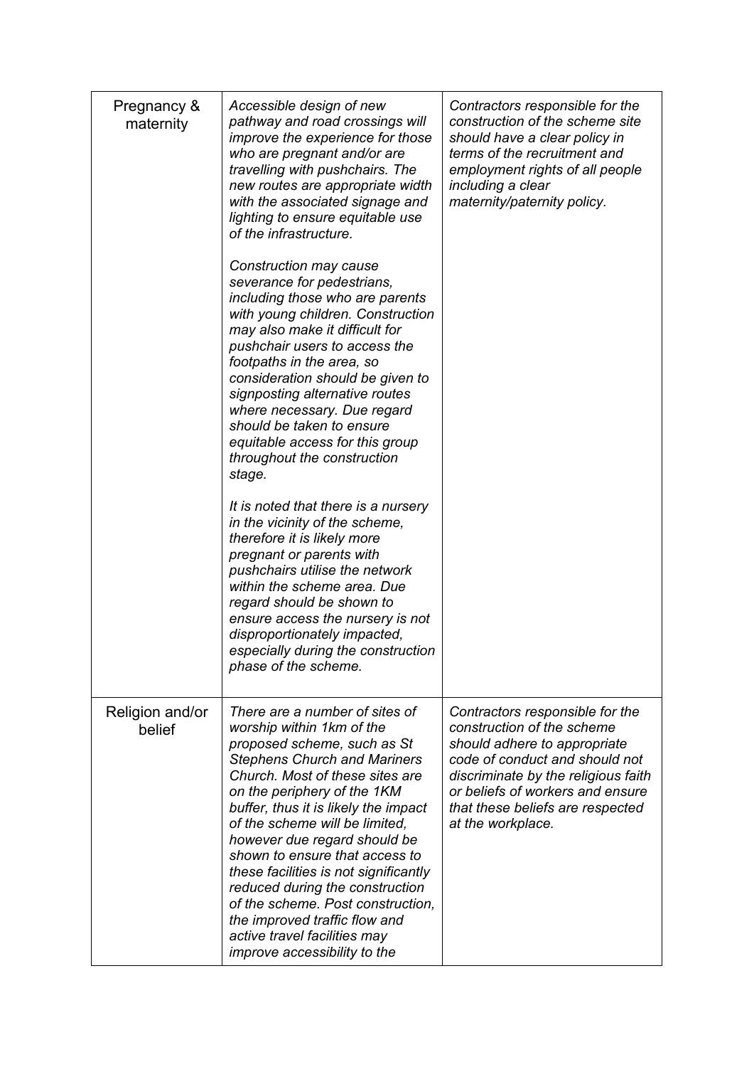| | | |
|---|---|---|
| Pregnancy & maternity | *Accessible design of new pathway and road crossings will improve the experience for those who are pregnant and/or are travelling with pushchairs. The new routes are appropriate width with the associated signage and lighting to ensure equitable use of the infrastructure.*<br><br>*Construction may cause severance for pedestrians, including those who are parents with young children. Construction may also make it difficult for pushchair users to access the footpaths in the area, so consideration should be given to signposting alternative routes where necessary. Due regard should be taken to ensure equitable access for this group throughout the construction stage.*<br><br>*It is noted that there is a nursery in the vicinity of the scheme, therefore it is likely more pregnant or parents with pushchairs utilise the network within the scheme area. Due regard should be shown to ensure access the nursery is not disproportionately impacted, especially during the construction phase of the scheme.* | *Contractors responsible for the construction of the scheme site should have a clear policy in terms of the recruitment and employment rights of all people including a clear maternity/paternity policy.* |
| Religion and/or belief | *There are a number of sites of worship within 1km of the proposed scheme, such as St Stephens Church and Mariners Church. Most of these sites are on the periphery of the 1KM buffer, thus it is likely the impact of the scheme will be limited, however due regard should be shown to ensure that access to these facilities is not significantly reduced during the construction of the scheme. Post construction, the improved traffic flow and active travel facilities may improve accessibility to the* | *Contractors responsible for the construction of the scheme should adhere to appropriate code of conduct and should not discriminate by the religious faith or beliefs of workers and ensure that these beliefs are respected at the workplace.* |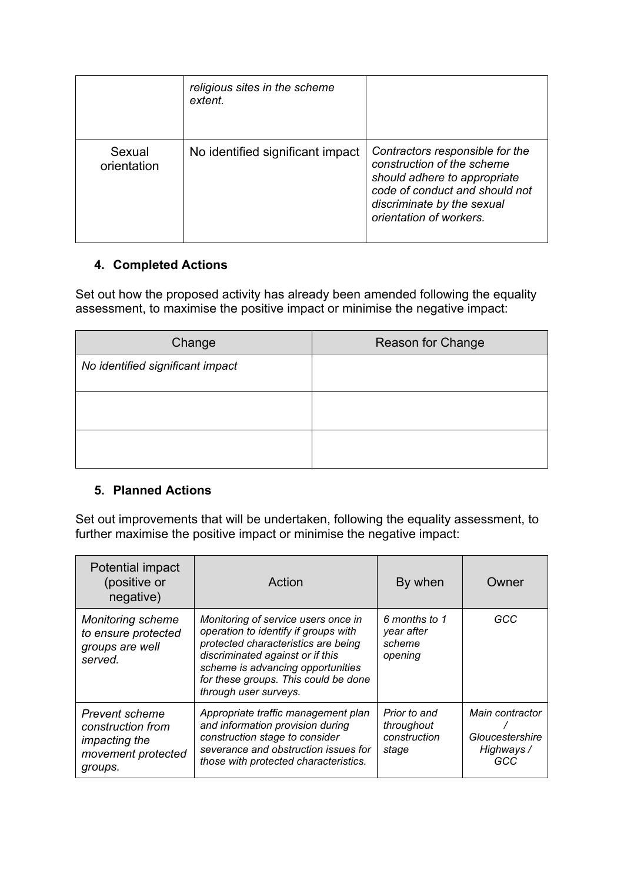|  | *religious sites in the scheme extent.* |  |
|---|---|---|
| Sexual orientation | No identified significant impact | *Contractors responsible for the construction of the scheme should adhere to appropriate code of conduct and should not discriminate by the sexual orientation of workers.* |

## 4. Completed Actions

Set out how the proposed activity has already been amended following the equality assessment, to maximise the positive impact or minimise the negative impact:

| Change | Reason for Change |
|---|---|
| *No identified significant impact* |  |
|  |  |
|  |  |

## 5. Planned Actions

Set out improvements that will be undertaken, following the equality assessment, to further maximise the positive impact or minimise the negative impact:

| Potential impact (positive or negative) | Action | By when | Owner |
|---|---|---|---|
| *Monitoring scheme to ensure protected groups are well served.* | *Monitoring of service users once in operation to identify if groups with protected characteristics are being discriminated against or if this scheme is advancing opportunities for these groups. This could be done through user surveys.* | *6 months to 1 year after scheme opening* | *GCC* |
| *Prevent scheme construction from impacting the movement protected groups.* | *Appropriate traffic management plan and information provision during construction stage to consider severance and obstruction issues for those with protected characteristics.* | *Prior to and throughout construction stage* | *Main contractor / Gloucestershire Highways / GCC* |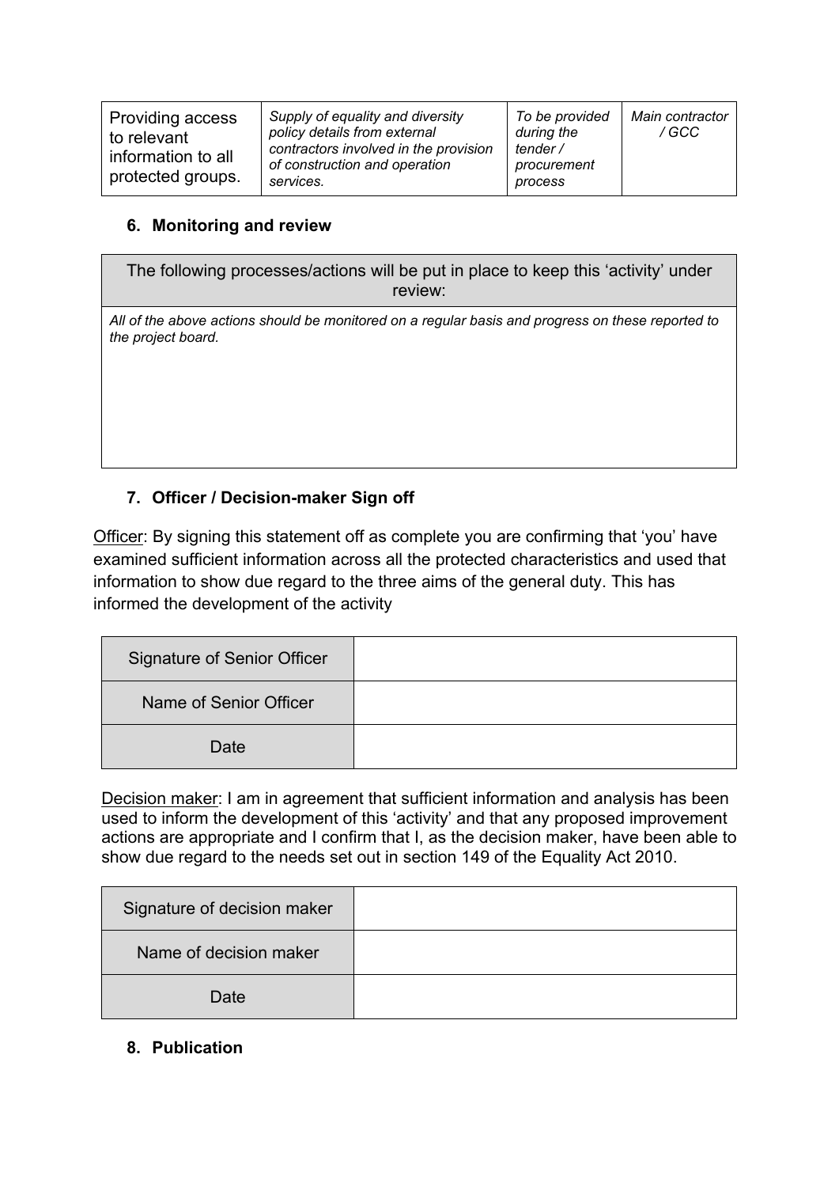| Providing access to relevant information to all protected groups. | *Supply of equality and diversity policy details from external contractors involved in the provision of construction and operation services.* | *To be provided during the tender / procurement process* | *Main contractor / GCC* |
|---|---|---|---|

## 6. Monitoring and review

| The following processes/actions will be put in place to keep this 'activity' under review: |
|---|
| *All of the above actions should be monitored on a regular basis and progress on these reported to the project board.* |

## 7. Officer / Decision-maker Sign off

Officer: By signing this statement off as complete you are confirming that 'you' have examined sufficient information across all the protected characteristics and used that information to show due regard to the three aims of the general duty. This has informed the development of the activity

| Signature of Senior Officer | |
|---|---|
| Name of Senior Officer | |
| Date | |

Decision maker: I am in agreement that sufficient information and analysis has been used to inform the development of this 'activity' and that any proposed improvement actions are appropriate and I confirm that I, as the decision maker, have been able to show due regard to the needs set out in section 149 of the Equality Act 2010.

| Signature of decision maker | |
|---|---|
| Name of decision maker | |
| Date | |

## 8. Publication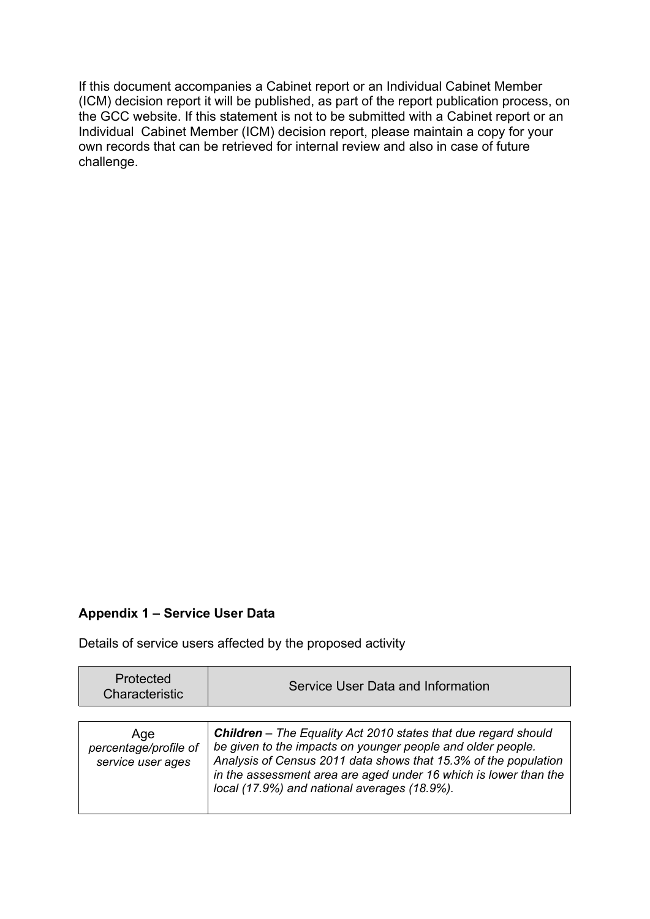If this document accompanies a Cabinet report or an Individual Cabinet Member (ICM) decision report it will be published, as part of the report publication process, on the GCC website. If this statement is not to be submitted with a Cabinet report or an Individual Cabinet Member (ICM) decision report, please maintain a copy for your own records that can be retrieved for internal review and also in case of future challenge.

**Appendix 1 – Service User Data**

Details of service users affected by the proposed activity

| Protected Characteristic | Service User Data and Information |
|---|---|
| Age *percentage/profile of service user ages* | ***Children*** *– The Equality Act 2010 states that due regard should be given to the impacts on younger people and older people. Analysis of Census 2011 data shows that 15.3% of the population in the assessment area are aged under 16 which is lower than the local (17.9%) and national averages (18.9%).* |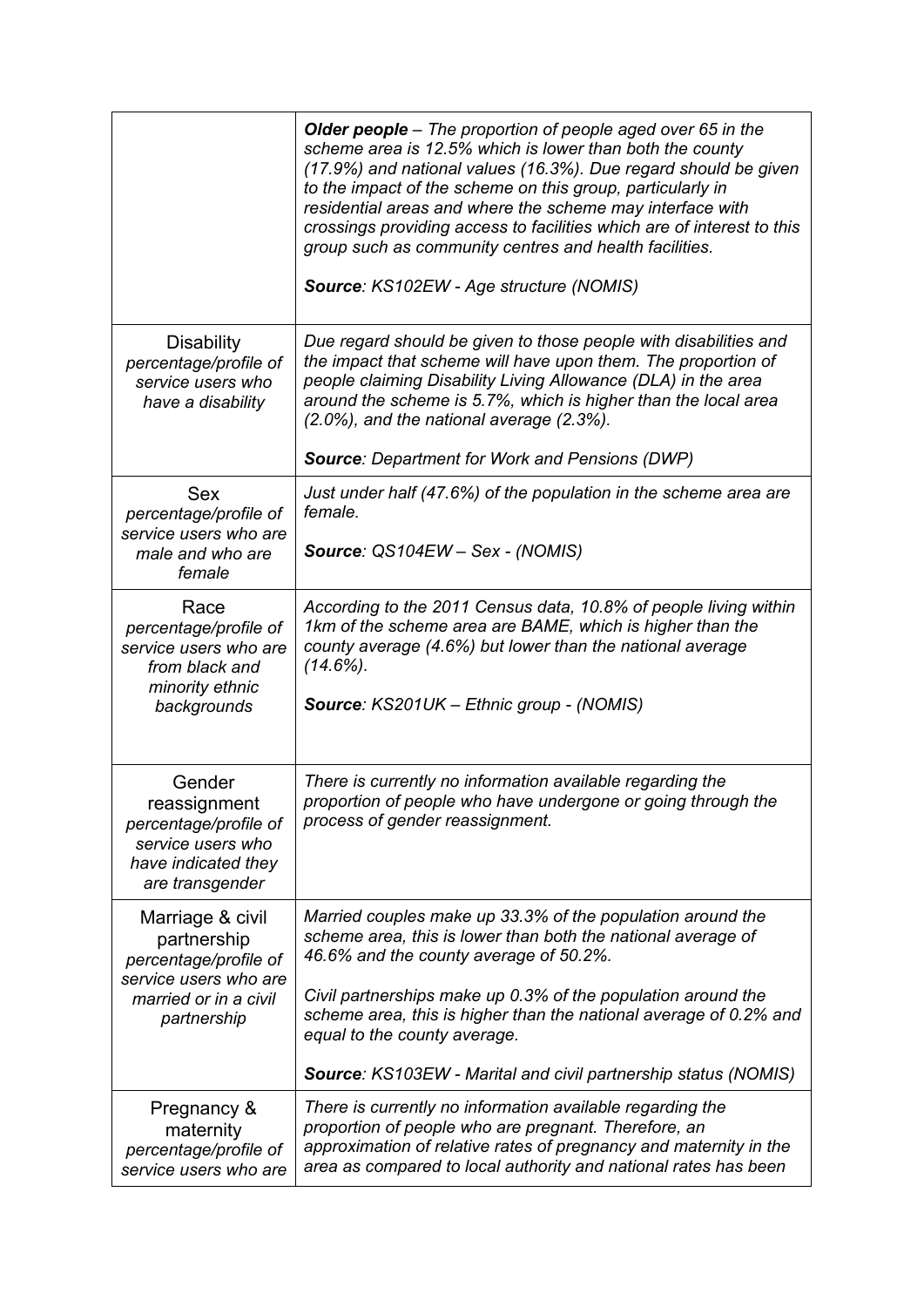| | |
|---|---|
| | ***Older people** – The proportion of people aged over 65 in the scheme area is 12.5% which is lower than both the county (17.9%) and national values (16.3%). Due regard should be given to the impact of the scheme on this group, particularly in residential areas and where the scheme may interface with crossings providing access to facilities which are of interest to this group such as community centres and health facilities.*<br><br>***Source**: KS102EW - Age structure (NOMIS)* |
| Disability<br>*percentage/profile of service users who have a disability* | *Due regard should be given to those people with disabilities and the impact that scheme will have upon them. The proportion of people claiming Disability Living Allowance (DLA) in the area around the scheme is 5.7%, which is higher than the local area (2.0%), and the national average (2.3%).*<br><br>***Source**: Department for Work and Pensions (DWP)* |
| Sex<br>*percentage/profile of service users who are male and who are female* | *Just under half (47.6%) of the population in the scheme area are female.*<br><br>***Source**: QS104EW – Sex - (NOMIS)* |
| Race<br>*percentage/profile of service users who are from black and minority ethnic backgrounds* | *According to the 2011 Census data, 10.8% of people living within 1km of the scheme area are BAME, which is higher than the county average (4.6%) but lower than the national average (14.6%).*<br><br>***Source**: KS201UK – Ethnic group - (NOMIS)* |
| Gender reassignment<br>*percentage/profile of service users who have indicated they are transgender* | *There is currently no information available regarding the proportion of people who have undergone or going through the process of gender reassignment.* |
| Marriage & civil partnership<br>*percentage/profile of service users who are married or in a civil partnership* | *Married couples make up 33.3% of the population around the scheme area, this is lower than both the national average of 46.6% and the county average of 50.2%.*<br><br>*Civil partnerships make up 0.3% of the population around the scheme area, this is higher than the national average of 0.2% and equal to the county average.*<br><br>***Source**: KS103EW - Marital and civil partnership status (NOMIS)* |
| Pregnancy & maternity<br>*percentage/profile of service users who are* | *There is currently no information available regarding the proportion of people who are pregnant. Therefore, an approximation of relative rates of pregnancy and maternity in the area as compared to local authority and national rates has been* |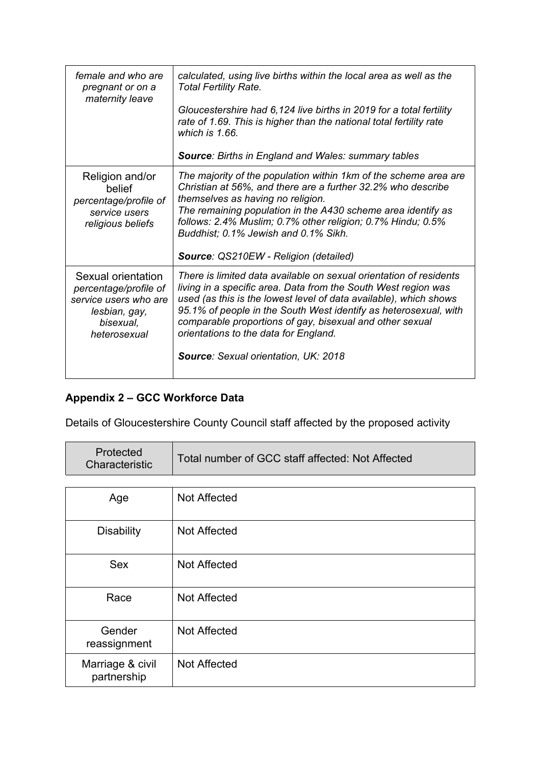| | |
|---|---|
| *female and who are pregnant or on a maternity leave* | *calculated, using live births within the local area as well as the Total Fertility Rate.*<br><br>*Gloucestershire had 6,124 live births in 2019 for a total fertility rate of 1.69. This is higher than the national total fertility rate which is 1.66.*<br><br>***Source**: Births in England and Wales: summary tables* |
| Religion and/or belief *percentage/profile of service users religious beliefs* | *The majority of the population within 1km of the scheme area are Christian at 56%, and there are a further 32.2% who describe themselves as having no religion.*<br>*The remaining population in the A430 scheme area identify as follows: 2.4% Muslim; 0.7% other religion; 0.7% Hindu; 0.5% Buddhist; 0.1% Jewish and 0.1% Sikh.*<br><br>***Source**: QS210EW - Religion (detailed)* |
| Sexual orientation *percentage/profile of service users who are lesbian, gay, bisexual, heterosexual* | *There is limited data available on sexual orientation of residents living in a specific area. Data from the South West region was used (as this is the lowest level of data available), which shows 95.1% of people in the South West identify as heterosexual, with comparable proportions of gay, bisexual and other sexual orientations to the data for England.*<br><br>***Source**: Sexual orientation, UK: 2018* |

## Appendix 2 – GCC Workforce Data

Details of Gloucestershire County Council staff affected by the proposed activity

| Protected Characteristic | Total number of GCC staff affected: Not Affected |
|---|---|
| Age | Not Affected |
| Disability | Not Affected |
| Sex | Not Affected |
| Race | Not Affected |
| Gender reassignment | Not Affected |
| Marriage & civil partnership | Not Affected |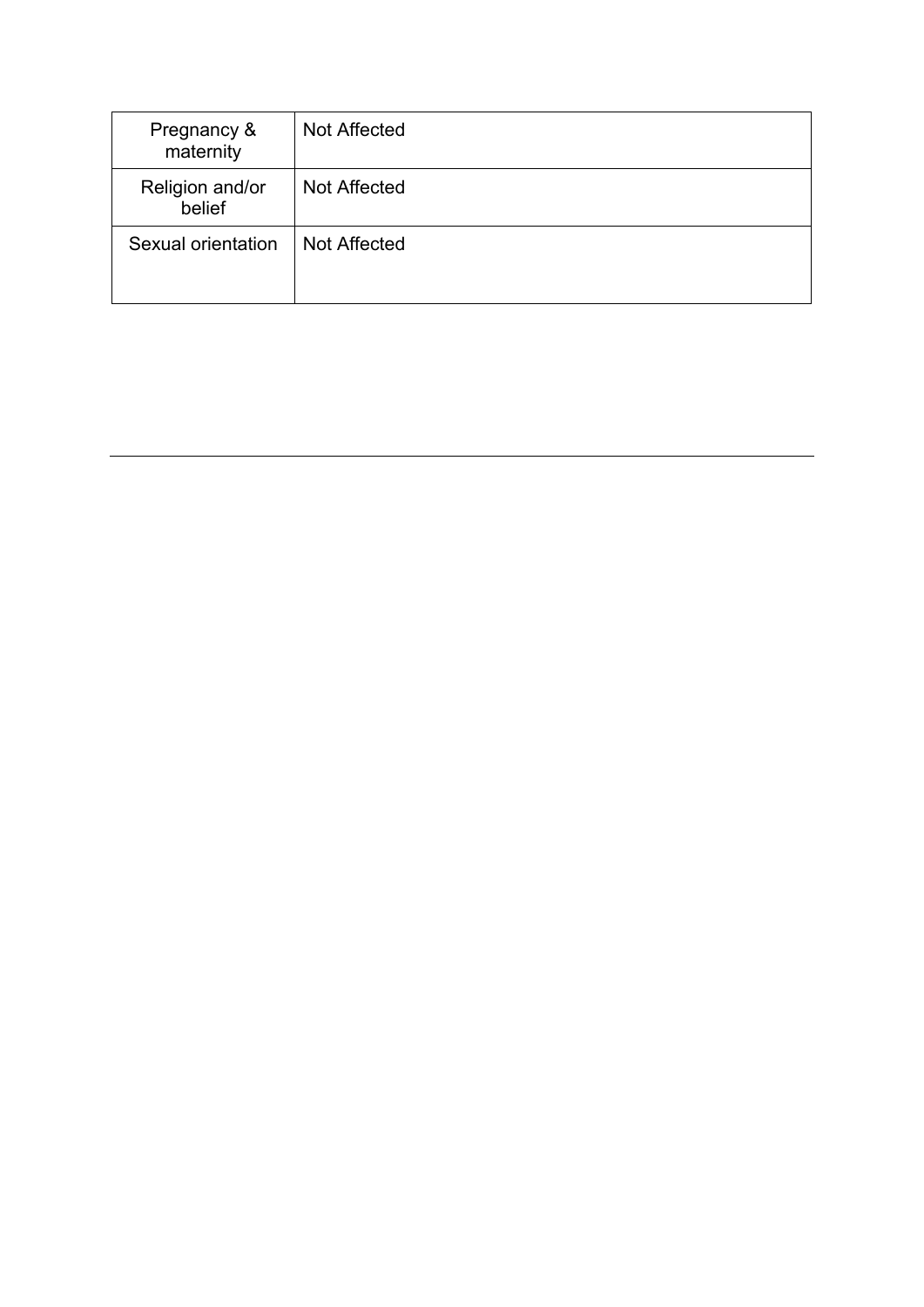| | |
|---|---|
| Pregnancy & maternity | Not Affected |
| Religion and/or belief | Not Affected |
| Sexual orientation | Not Affected |

---